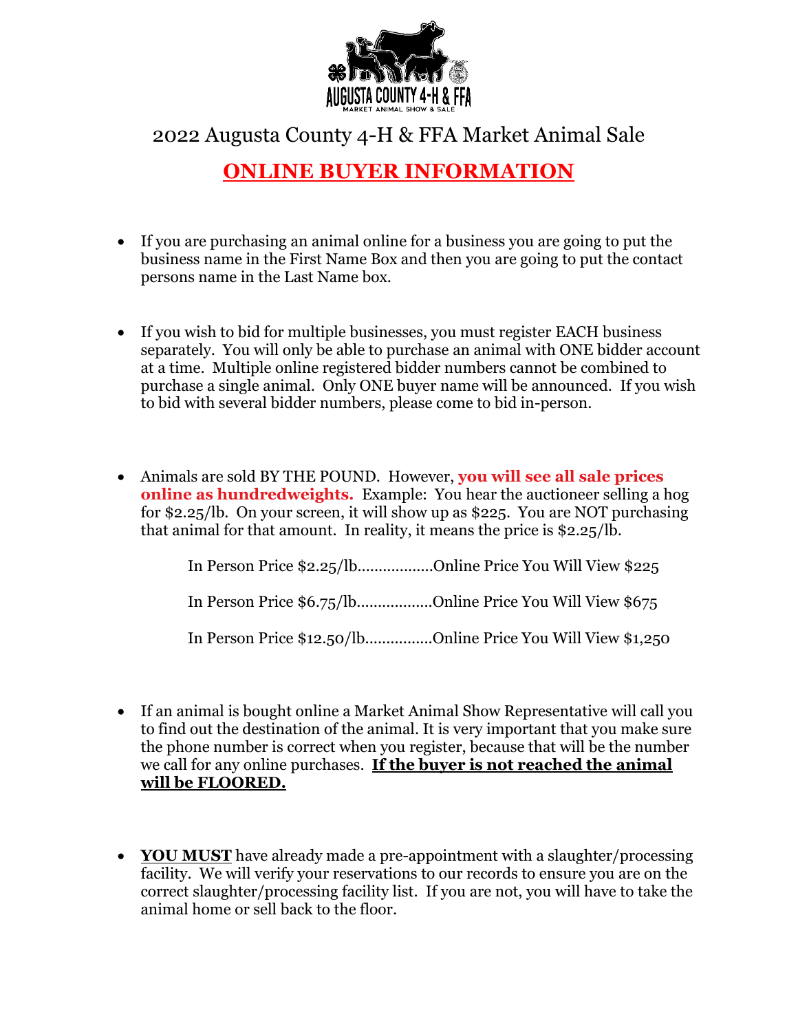AUGUSTA COUNTY 4-H & FFA
MARKET ANIMAL SHOW & SALE

# 2022 Augusta County 4-H & FFA Market Animal Sale

## ONLINE BUYER INFORMATION

- If you are purchasing an animal online for a business you are going to put the business name in the First Name Box and then you are going to put the contact persons name in the Last Name box.

- If you wish to bid for multiple businesses, you must register EACH business separately. You will only be able to purchase an animal with ONE bidder account at a time. Multiple online registered bidder numbers cannot be combined to purchase a single animal. Only ONE buyer name will be announced. If you wish to bid with several bidder numbers, please come to bid in-person.

- Animals are sold BY THE POUND. However, **you will see all sale prices online as hundredweights.** Example: You hear the auctioneer selling a hog for $2.25/lb. On your screen, it will show up as $225. You are NOT purchasing that animal for that amount. In reality, it means the price is $2.25/lb.

  In Person Price $2.25/lb.................Online Price You Will View $225

  In Person Price $6.75/lb.................Online Price You Will View $675

  In Person Price $12.50/lb................Online Price You Will View $1,250

- If an animal is bought online a Market Animal Show Representative will call you to find out the destination of the animal. It is very important that you make sure the phone number is correct when you register, because that will be the number we call for any online purchases. **If the buyer is not reached the animal will be FLOORED.**

- **YOU MUST** have already made a pre-appointment with a slaughter/processing facility. We will verify your reservations to our records to ensure you are on the correct slaughter/processing facility list. If you are not, you will have to take the animal home or sell back to the floor.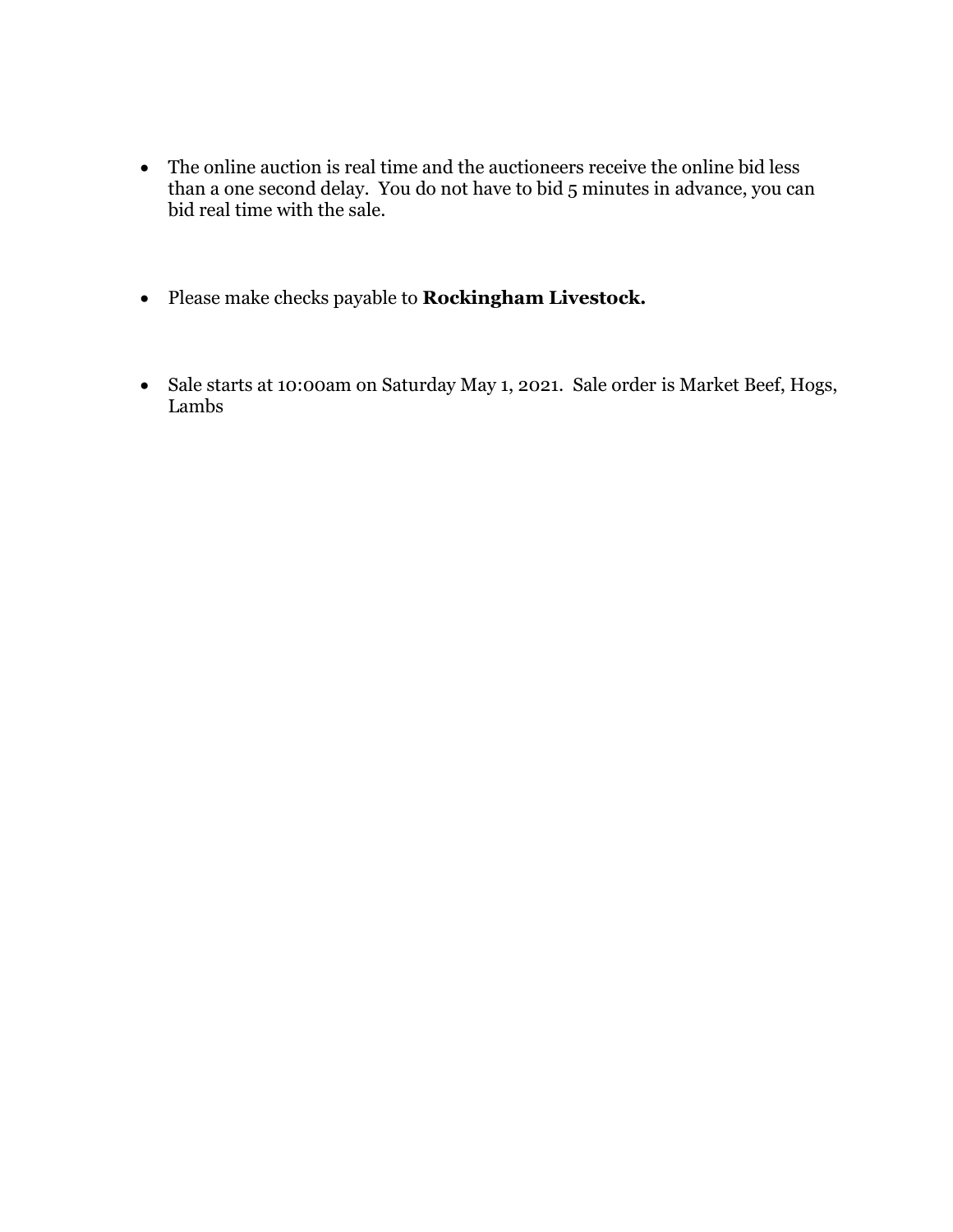- The online auction is real time and the auctioneers receive the online bid less than a one second delay. You do not have to bid 5 minutes in advance, you can bid real time with the sale.

- Please make checks payable to **Rockingham Livestock.**

- Sale starts at 10:00am on Saturday May 1, 2021. Sale order is Market Beef, Hogs, Lambs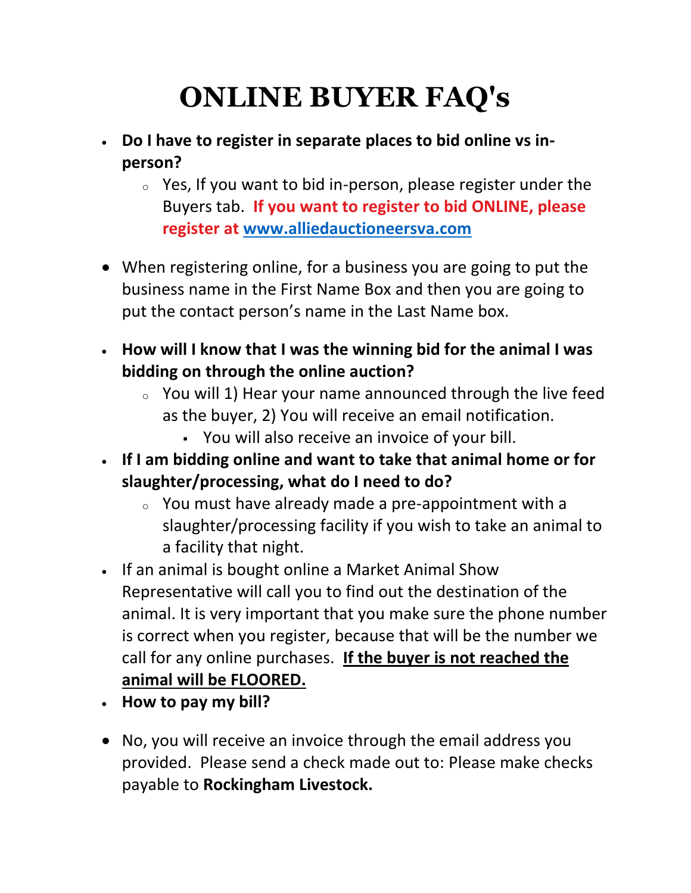# ONLINE BUYER FAQ's

- **Do I have to register in separate places to bid online vs in-person?**
  - Yes, If you want to bid in-person, please register under the Buyers tab. **If you want to register to bid ONLINE, please register at <u>www.alliedauctioneersva.com</u>**

- When registering online, for a business you are going to put the business name in the First Name Box and then you are going to put the contact person's name in the Last Name box.

- **How will I know that I was the winning bid for the animal I was bidding on through the online auction?**
  - You will 1) Hear your name announced through the live feed as the buyer, 2) You will receive an email notification.
    - You will also receive an invoice of your bill.
- **If I am bidding online and want to take that animal home or for slaughter/processing, what do I need to do?**
  - You must have already made a pre-appointment with a slaughter/processing facility if you wish to take an animal to a facility that night.
- If an animal is bought online a Market Animal Show Representative will call you to find out the destination of the animal. It is very important that you make sure the phone number is correct when you register, because that will be the number we call for any online purchases. **<u>If the buyer is not reached the animal will be FLOORED.</u>**
- **How to pay my bill?**

- No, you will receive an invoice through the email address you provided. Please send a check made out to: Please make checks payable to **Rockingham Livestock.**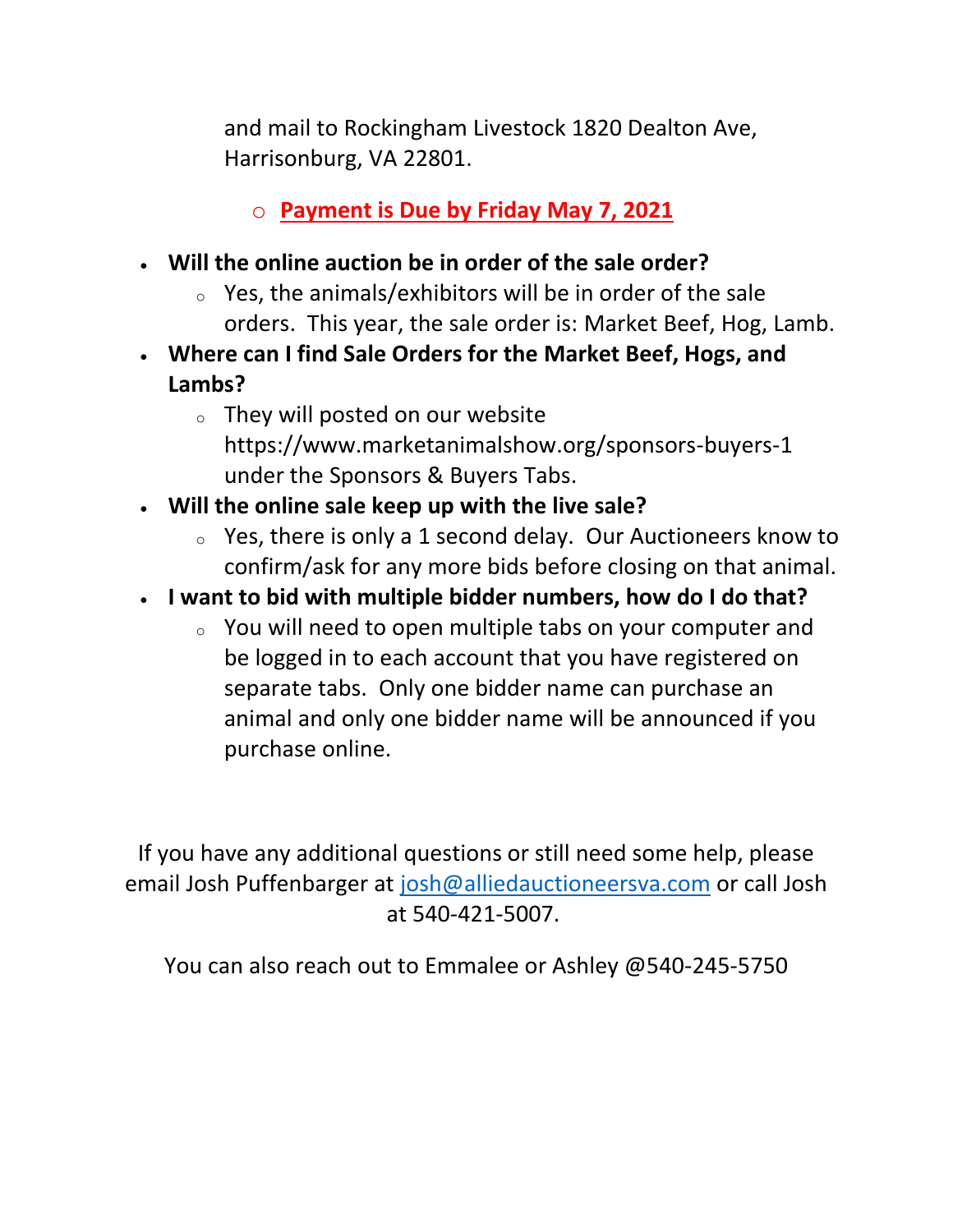and mail to Rockingham Livestock 1820 Dealton Ave, Harrisonburg, VA 22801.

  - **Payment is Due by Friday May 7, 2021**

- **Will the online auction be in order of the sale order?**
  - Yes, the animals/exhibitors will be in order of the sale orders. This year, the sale order is: Market Beef, Hog, Lamb.
- **Where can I find Sale Orders for the Market Beef, Hogs, and Lambs?**
  - They will posted on our website https://www.marketanimalshow.org/sponsors-buyers-1 under the Sponsors & Buyers Tabs.
- **Will the online sale keep up with the live sale?**
  - Yes, there is only a 1 second delay. Our Auctioneers know to confirm/ask for any more bids before closing on that animal.
- **I want to bid with multiple bidder numbers, how do I do that?**
  - You will need to open multiple tabs on your computer and be logged in to each account that you have registered on separate tabs. Only one bidder name can purchase an animal and only one bidder name will be announced if you purchase online.

If you have any additional questions or still need some help, please email Josh Puffenbarger at josh@alliedauctioneersva.com or call Josh at 540-421-5007.

You can also reach out to Emmalee or Ashley @540-245-5750